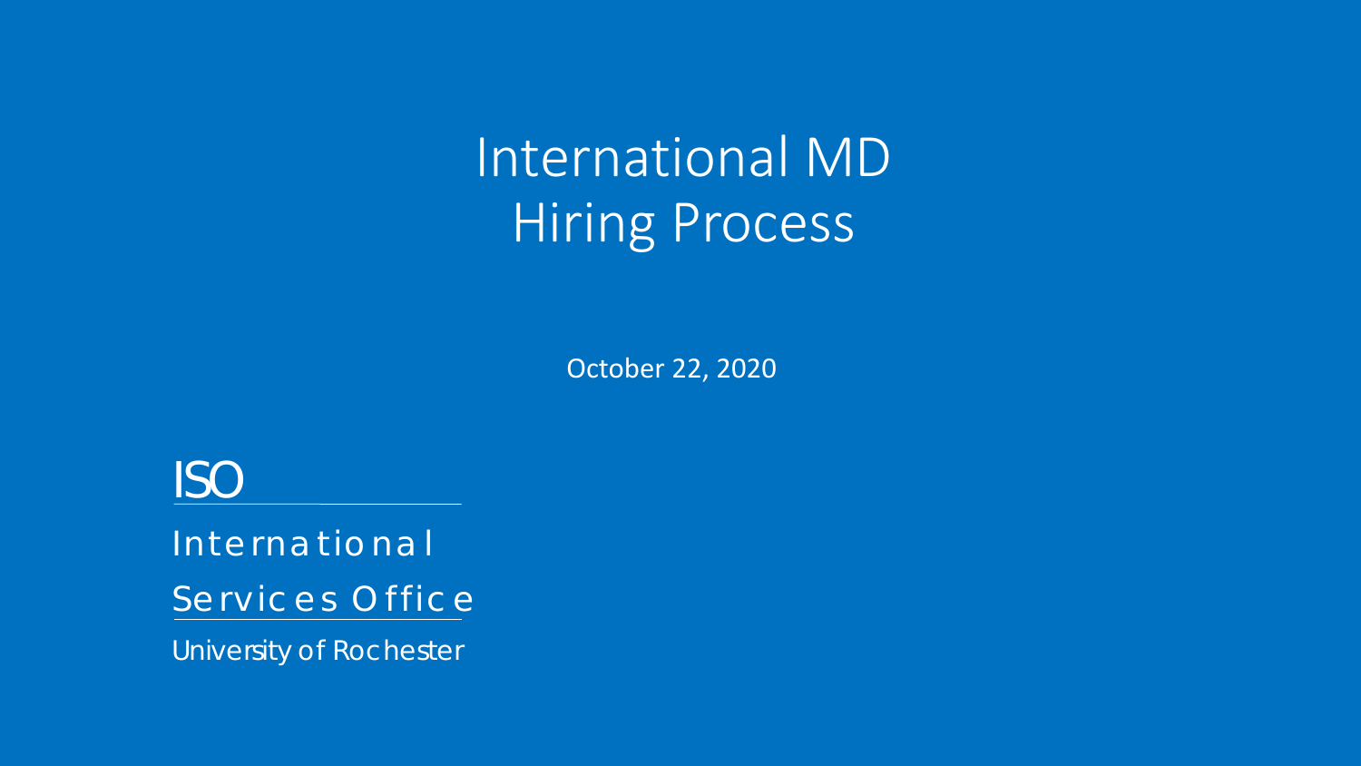# International MD Hiring Process

October 22, 2020

ISO

International Services Office

University of Rochester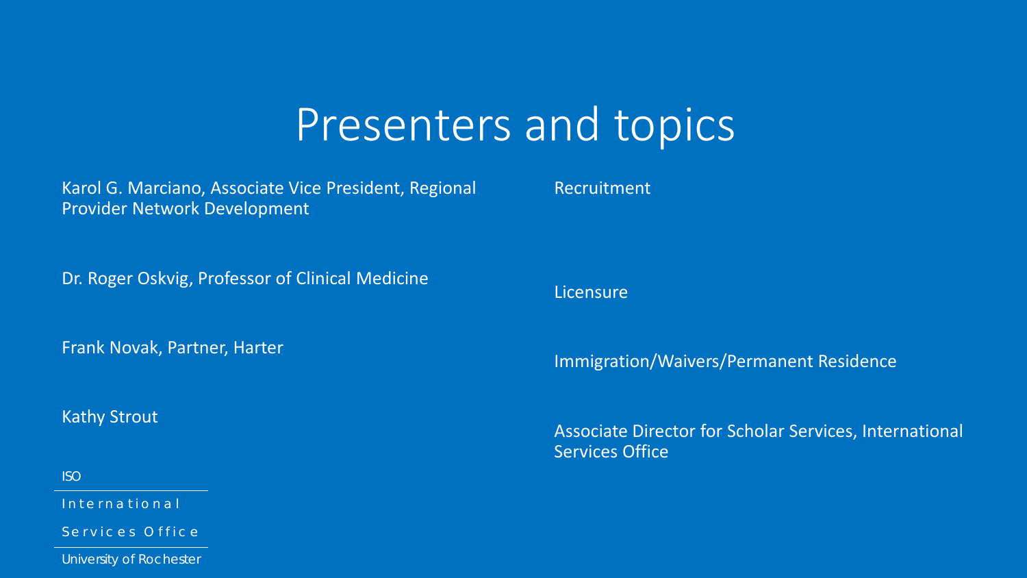# Presenters and topics

| Presenter | Topic |
|---|---|
| Karol G. Marciano, Associate Vice President, Regional Provider Network Development | Recruitment |
| Dr. Roger Oskvig, Professor of Clinical Medicine | Licensure |
| Frank Novak, Partner, Harter | Immigration/Waivers/Permanent Residence |
| Kathy Strout | Associate Director for Scholar Services, International Services Office |

ISO

International

Services Office

University of Rochester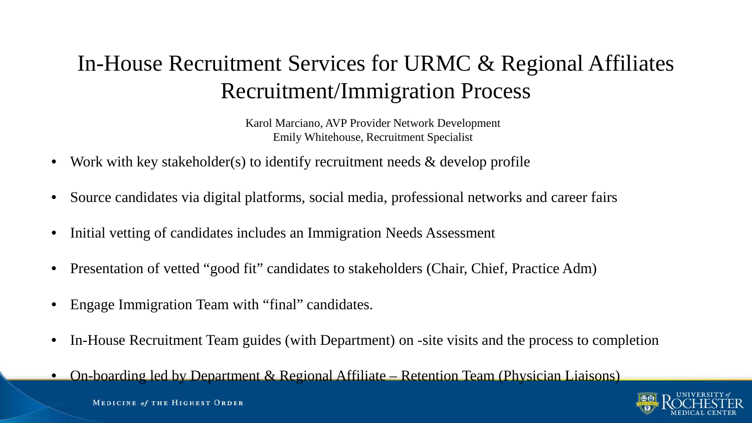# In-House Recruitment Services for URMC & Regional Affiliates Recruitment/Immigration Process

Karol Marciano, AVP Provider Network Development
Emily Whitehouse, Recruitment Specialist

- Work with key stakeholder(s) to identify recruitment needs & develop profile
- Source candidates via digital platforms, social media, professional networks and career fairs
- Initial vetting of candidates includes an Immigration Needs Assessment
- Presentation of vetted "good fit" candidates to stakeholders (Chair, Chief, Practice Adm)
- Engage Immigration Team with "final" candidates.
- In-House Recruitment Team guides (with Department) on -site visits and the process to completion
- On-boarding led by Department & Regional Affiliate – Retention Team (Physician Liaisons)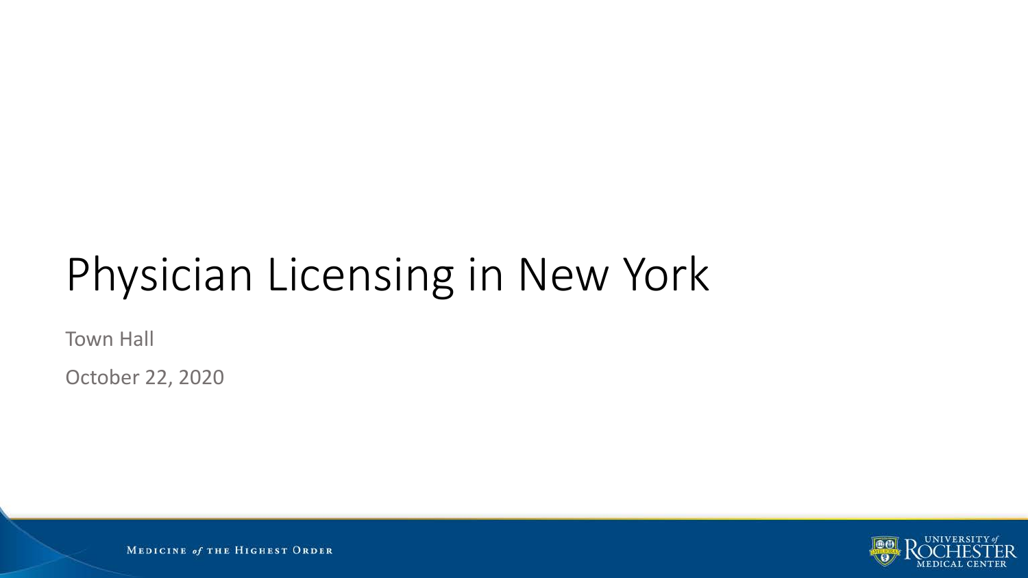# Physician Licensing in New York

Town Hall

October 22, 2020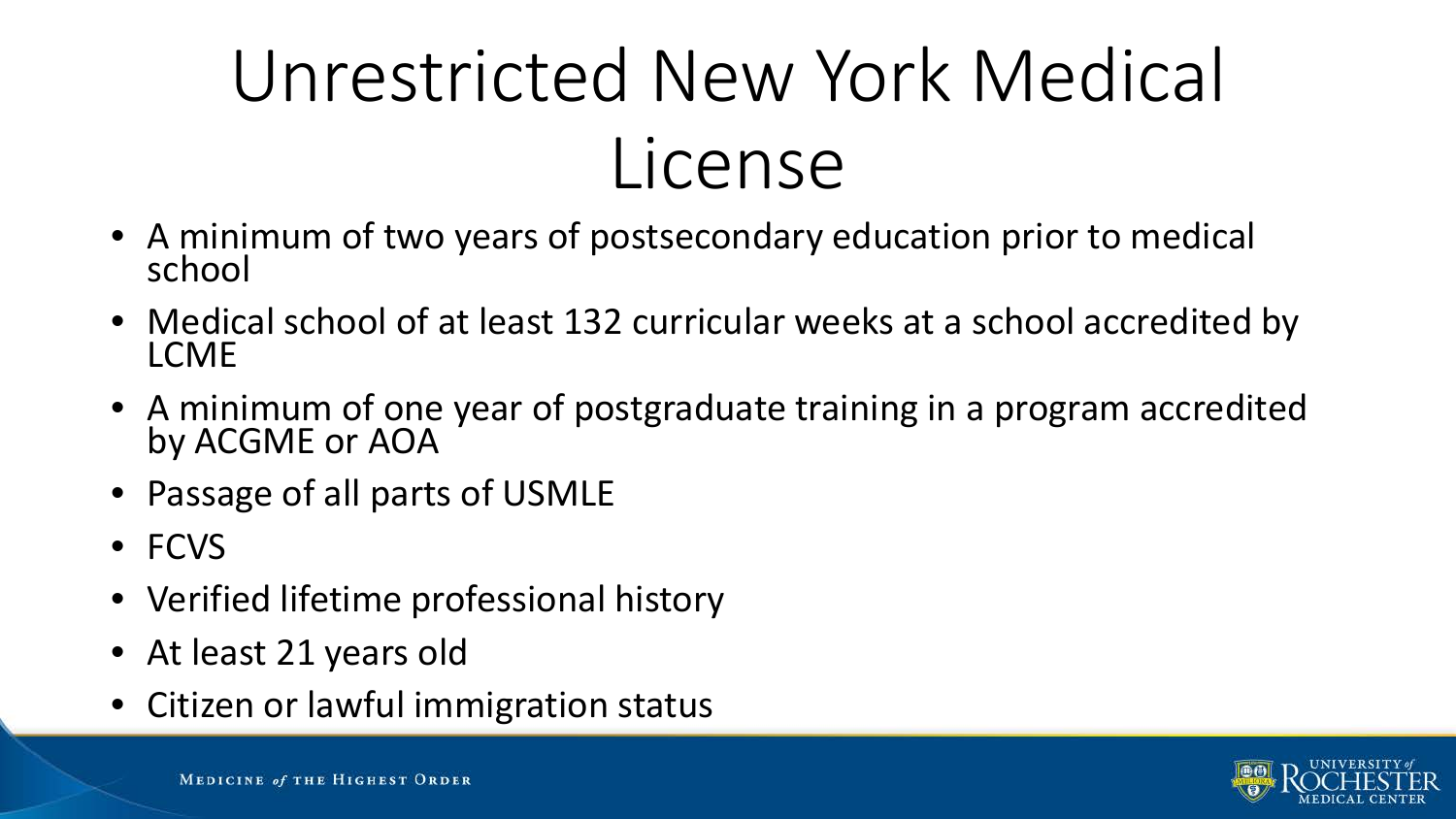# Unrestricted New York Medical License

- A minimum of two years of postsecondary education prior to medical school
- Medical school of at least 132 curricular weeks at a school accredited by LCME
- A minimum of one year of postgraduate training in a program accredited by ACGME or AOA
- Passage of all parts of USMLE
- FCVS
- Verified lifetime professional history
- At least 21 years old
- Citizen or lawful immigration status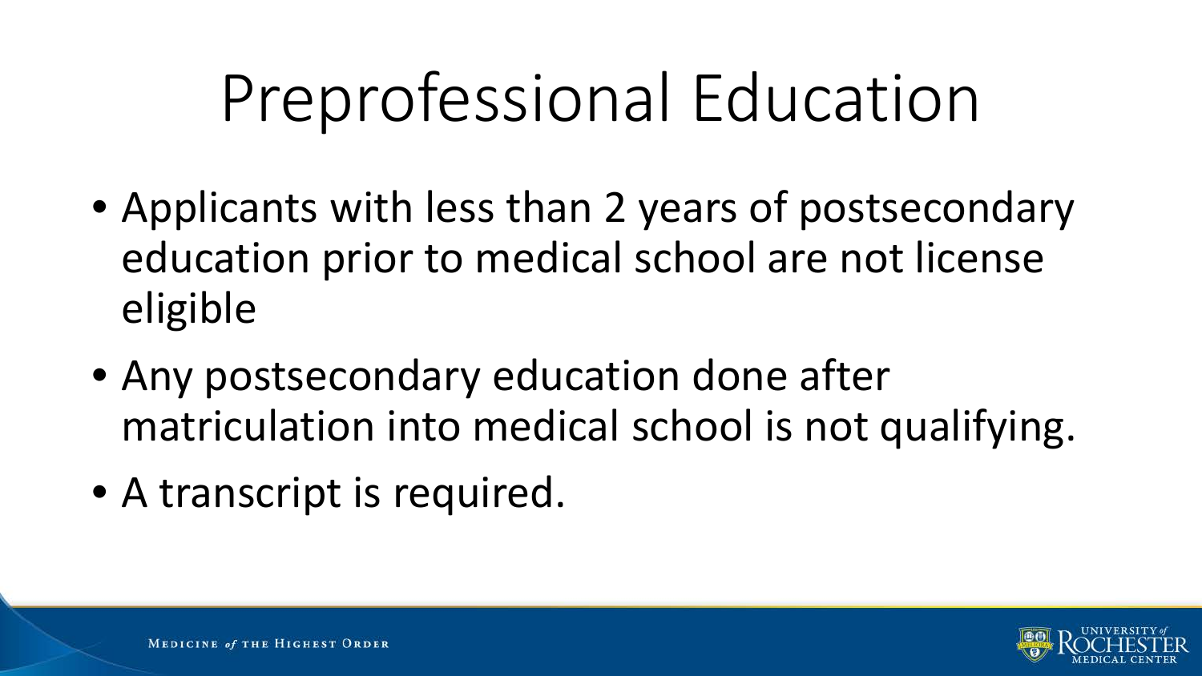# Preprofessional Education

- Applicants with less than 2 years of postsecondary education prior to medical school are not license eligible
- Any postsecondary education done after matriculation into medical school is not qualifying.
- A transcript is required.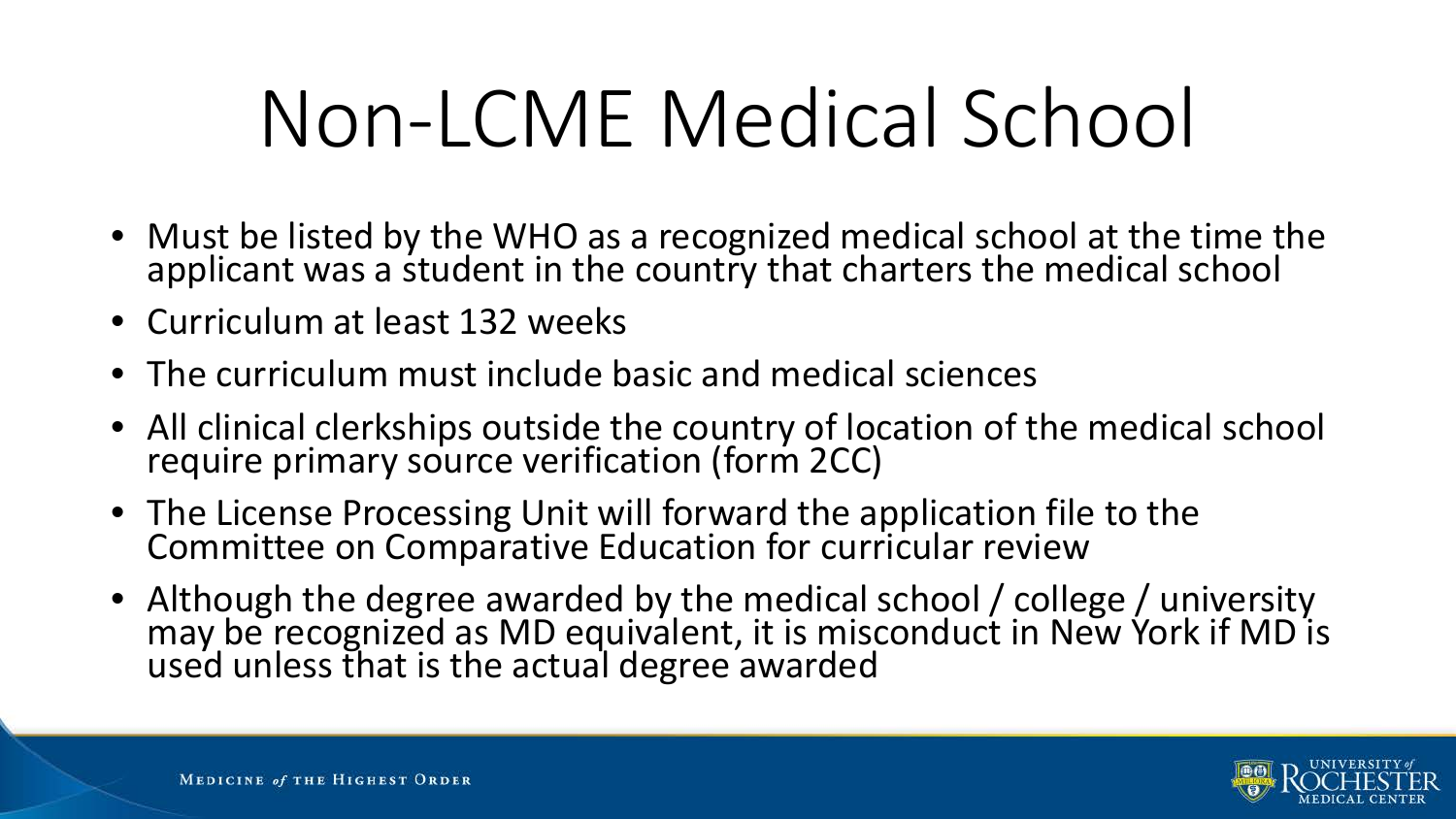# Non-LCME Medical School

- Must be listed by the WHO as a recognized medical school at the time the applicant was a student in the country that charters the medical school
- Curriculum at least 132 weeks
- The curriculum must include basic and medical sciences
- All clinical clerkships outside the country of location of the medical school require primary source verification (form 2CC)
- The License Processing Unit will forward the application file to the Committee on Comparative Education for curricular review
- Although the degree awarded by the medical school / college / university may be recognized as MD equivalent, it is misconduct in New York if MD is used unless that is the actual degree awarded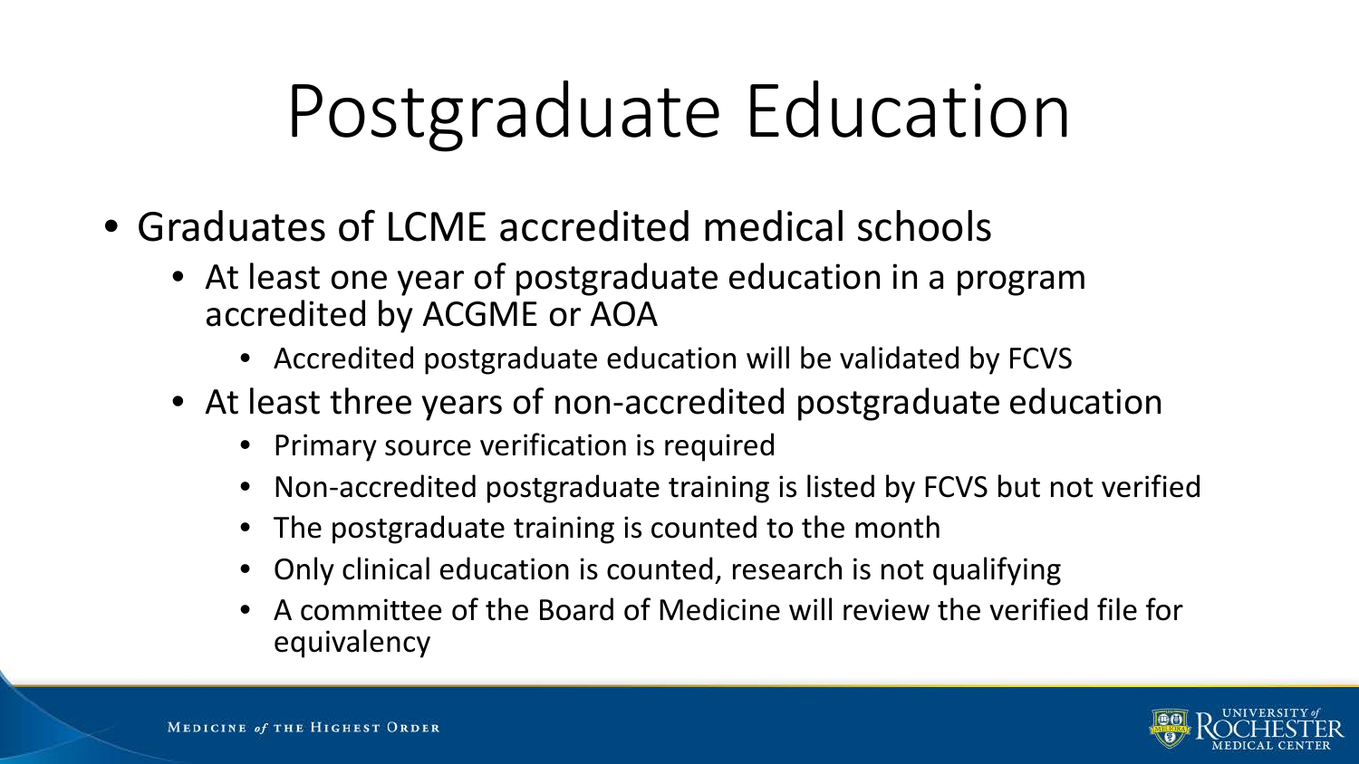# Postgraduate Education

- Graduates of LCME accredited medical schools
  - At least one year of postgraduate education in a program accredited by ACGME or AOA
    - Accredited postgraduate education will be validated by FCVS
  - At least three years of non-accredited postgraduate education
    - Primary source verification is required
    - Non-accredited postgraduate training is listed by FCVS but not verified
    - The postgraduate training is counted to the month
    - Only clinical education is counted, research is not qualifying
    - A committee of the Board of Medicine will review the verified file for equivalency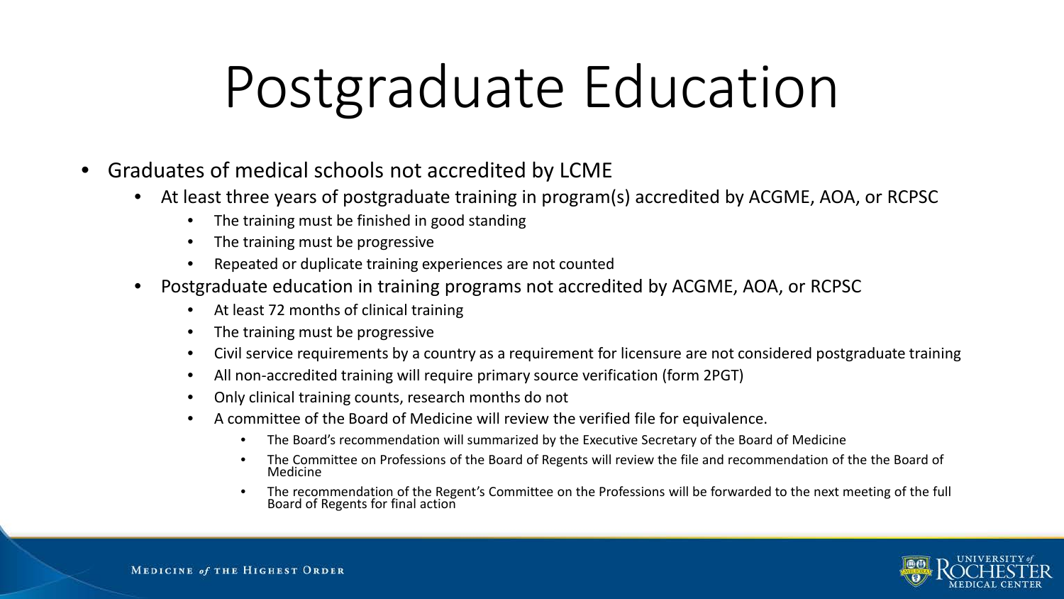# Postgraduate Education

- Graduates of medical schools not accredited by LCME
  - At least three years of postgraduate training in program(s) accredited by ACGME, AOA, or RCPSC
    - The training must be finished in good standing
    - The training must be progressive
    - Repeated or duplicate training experiences are not counted
  - Postgraduate education in training programs not accredited by ACGME, AOA, or RCPSC
    - At least 72 months of clinical training
    - The training must be progressive
    - Civil service requirements by a country as a requirement for licensure are not considered postgraduate training
    - All non-accredited training will require primary source verification (form 2PGT)
    - Only clinical training counts, research months do not
    - A committee of the Board of Medicine will review the verified file for equivalence.
      - The Board's recommendation will summarized by the Executive Secretary of the Board of Medicine
      - The Committee on Professions of the Board of Regents will review the file and recommendation of the the Board of Medicine
      - The recommendation of the Regent's Committee on the Professions will be forwarded to the next meeting of the full Board of Regents for final action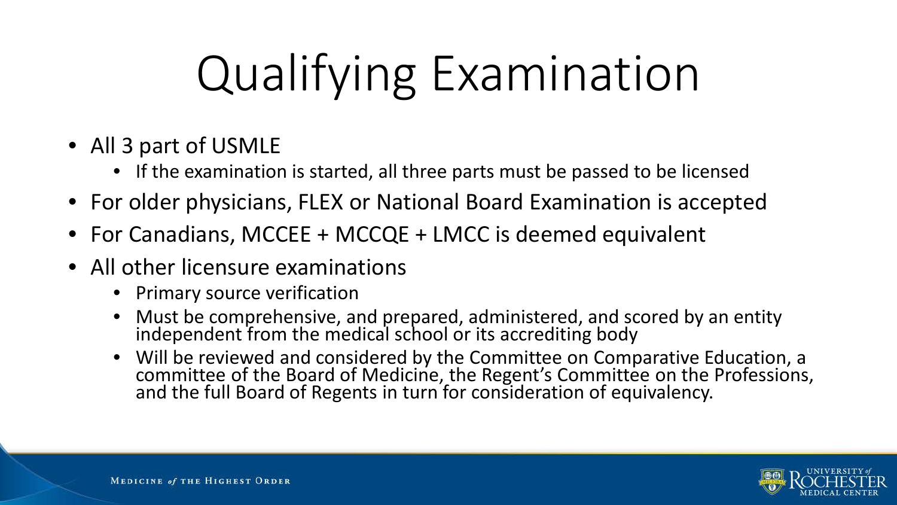# Qualifying Examination

- All 3 part of USMLE
  - If the examination is started, all three parts must be passed to be licensed
- For older physicians, FLEX or National Board Examination is accepted
- For Canadians, MCCEE + MCCQE + LMCC is deemed equivalent
- All other licensure examinations
  - Primary source verification
  - Must be comprehensive, and prepared, administered, and scored by an entity independent from the medical school or its accrediting body
  - Will be reviewed and considered by the Committee on Comparative Education, a committee of the Board of Medicine, the Regent's Committee on the Professions, and the full Board of Regents in turn for consideration of equivalency.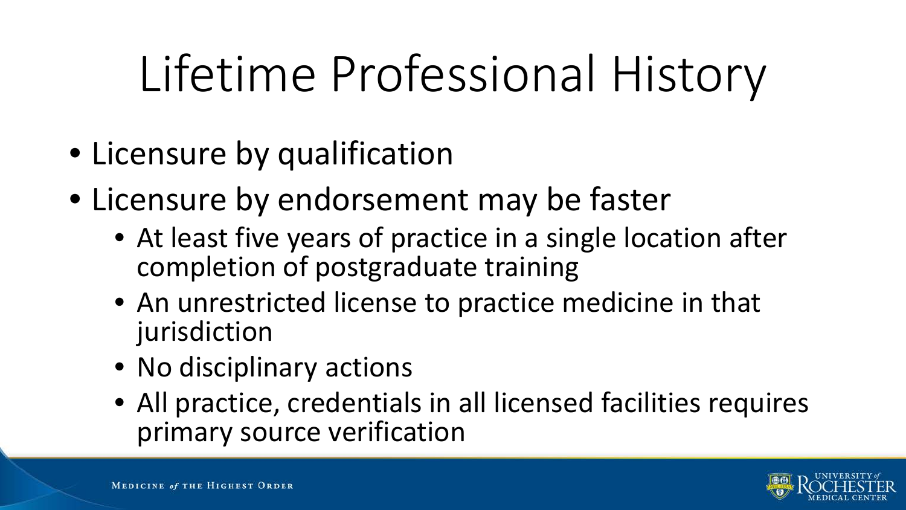# Lifetime Professional History

- Licensure by qualification
- Licensure by endorsement may be faster
  - At least five years of practice in a single location after completion of postgraduate training
  - An unrestricted license to practice medicine in that jurisdiction
  - No disciplinary actions
  - All practice, credentials in all licensed facilities requires primary source verification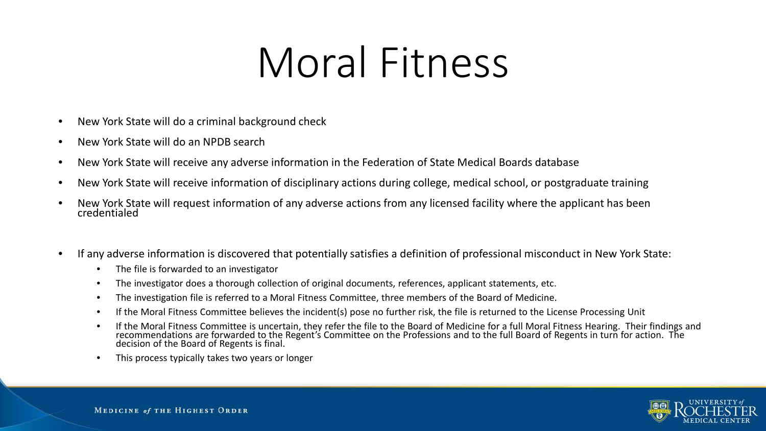# Moral Fitness

- New York State will do a criminal background check
- New York State will do an NPDB search
- New York State will receive any adverse information in the Federation of State Medical Boards database
- New York State will receive information of disciplinary actions during college, medical school, or postgraduate training
- New York State will request information of any adverse actions from any licensed facility where the applicant has been credentialed

- If any adverse information is discovered that potentially satisfies a definition of professional misconduct in New York State:
  - The file is forwarded to an investigator
  - The investigator does a thorough collection of original documents, references, applicant statements, etc.
  - The investigation file is referred to a Moral Fitness Committee, three members of the Board of Medicine.
  - If the Moral Fitness Committee believes the incident(s) pose no further risk, the file is returned to the License Processing Unit
  - If the Moral Fitness Committee is uncertain, they refer the file to the Board of Medicine for a full Moral Fitness Hearing. Their findings and recommendations are forwarded to the Regent's Committee on the Professions and to the full Board of Regents in turn for action. The decision of the Board of Regents is final.
  - This process typically takes two years or longer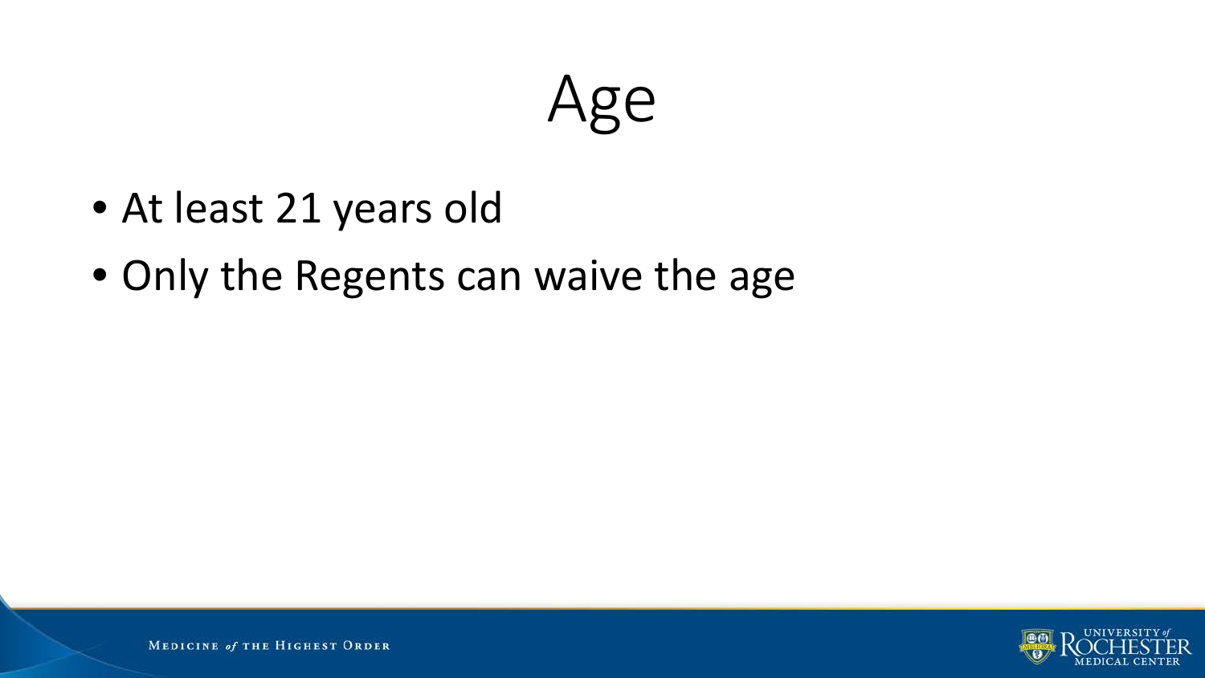# Age

- At least 21 years old
- Only the Regents can waive the age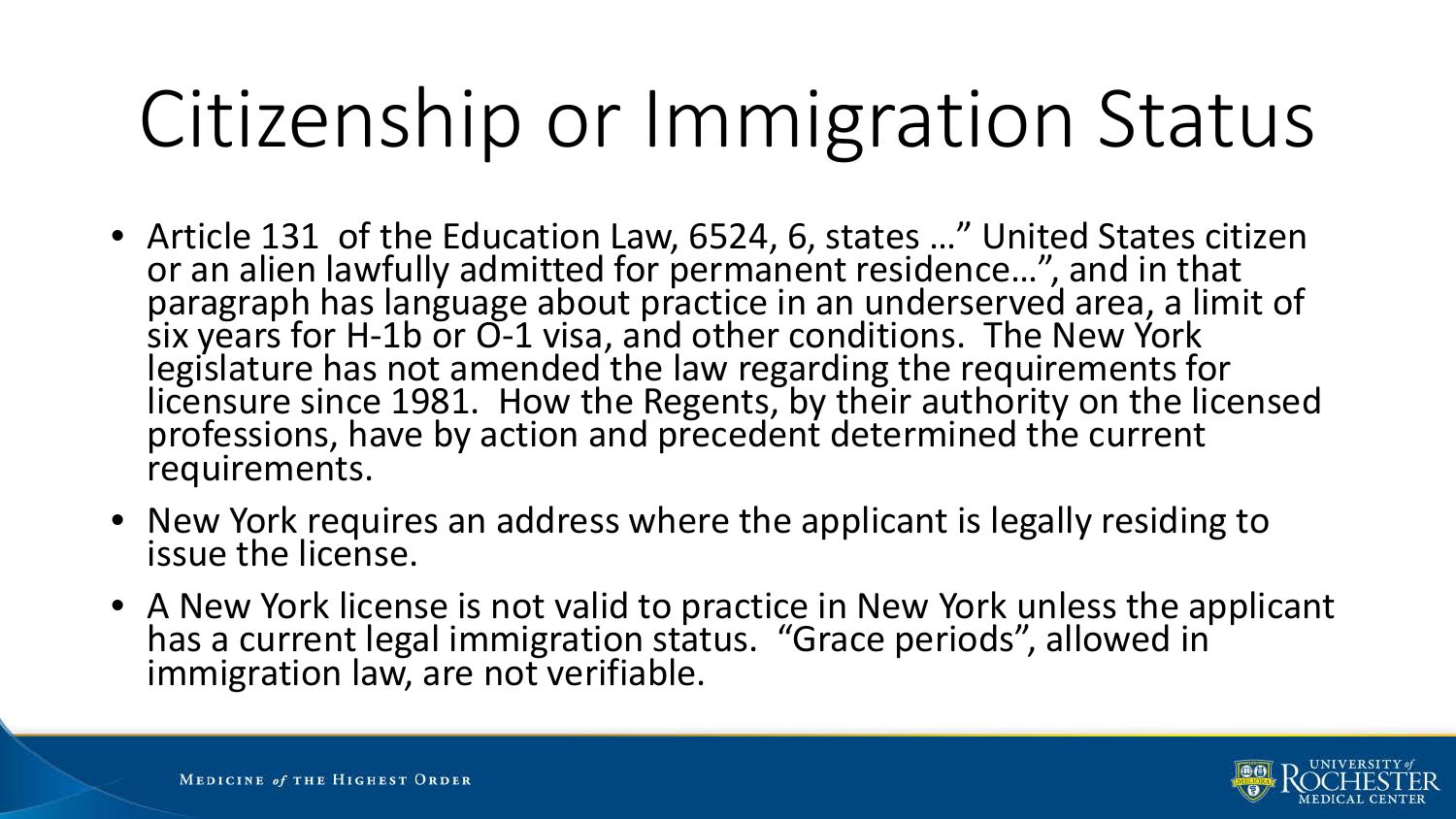# Citizenship or Immigration Status

- Article 131 of the Education Law, 6524, 6, states …" United States citizen or an alien lawfully admitted for permanent residence…", and in that paragraph has language about practice in an underserved area, a limit of six years for H-1b or O-1 visa, and other conditions. The New York legislature has not amended the law regarding the requirements for licensure since 1981. How the Regents, by their authority on the licensed professions, have by action and precedent determined the current requirements.
- New York requires an address where the applicant is legally residing to issue the license.
- A New York license is not valid to practice in New York unless the applicant has a current legal immigration status. "Grace periods", allowed in immigration law, are not verifiable.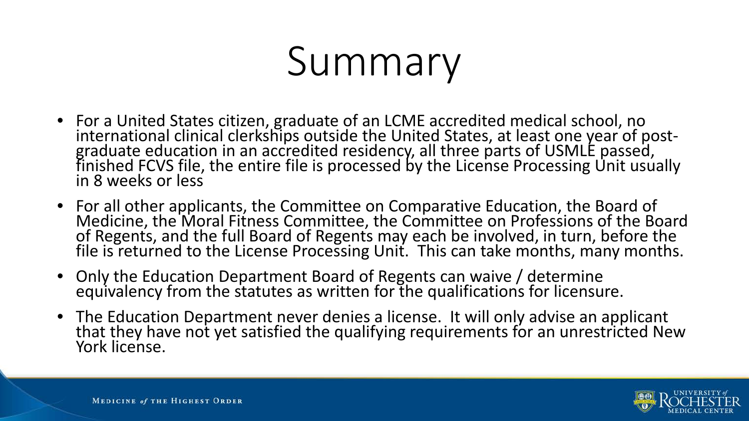# Summary

- For a United States citizen, graduate of an LCME accredited medical school, no international clinical clerkships outside the United States, at least one year of post-graduate education in an accredited residency, all three parts of USMLE passed, finished FCVS file, the entire file is processed by the License Processing Unit usually in 8 weeks or less
- For all other applicants, the Committee on Comparative Education, the Board of Medicine, the Moral Fitness Committee, the Committee on Professions of the Board of Regents, and the full Board of Regents may each be involved, in turn, before the file is returned to the License Processing Unit. This can take months, many months.
- Only the Education Department Board of Regents can waive / determine equivalency from the statutes as written for the qualifications for licensure.
- The Education Department never denies a license. It will only advise an applicant that they have not yet satisfied the qualifying requirements for an unrestricted New York license.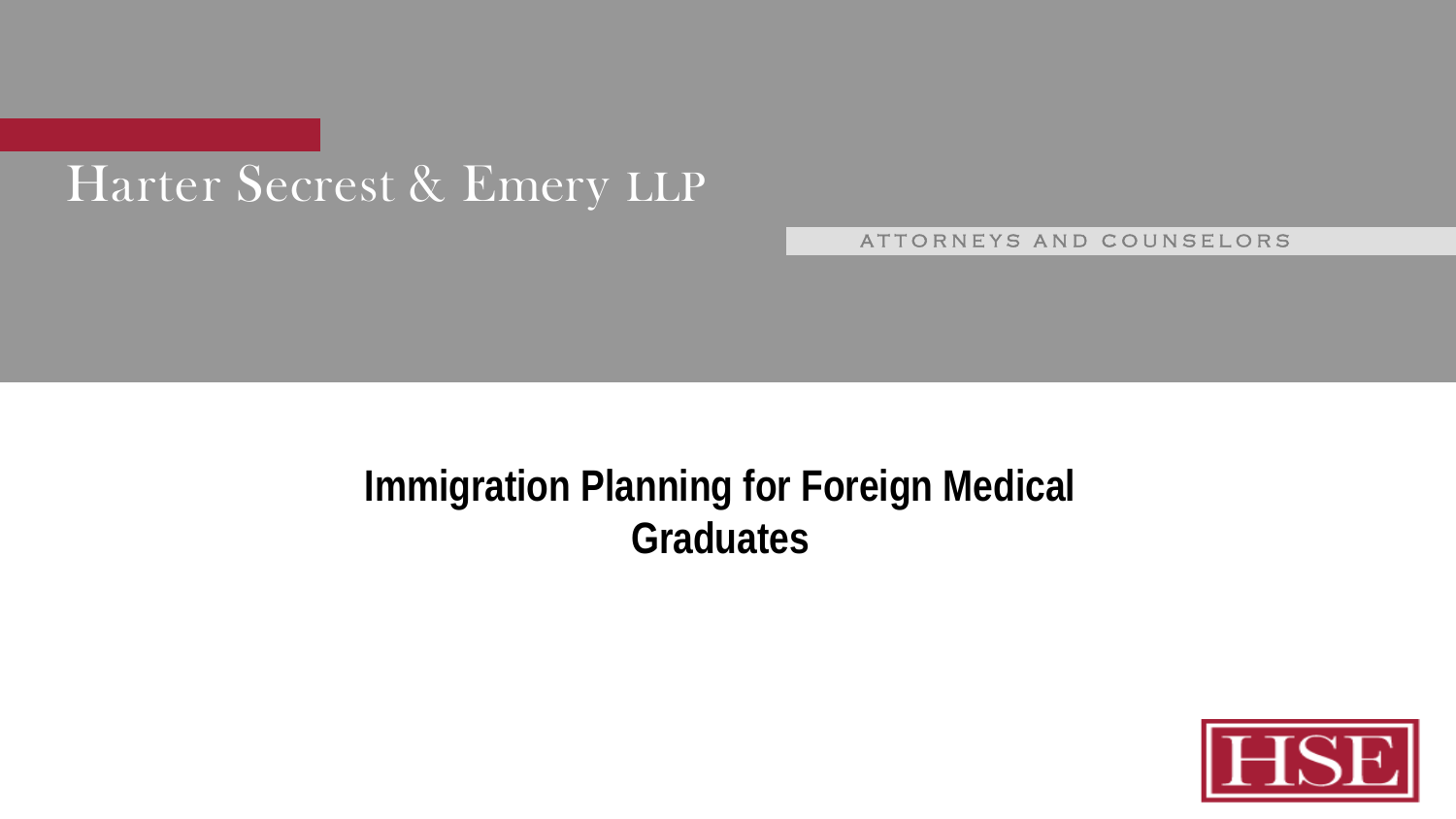Harter Secrest & Emery LLP

ATTORNEYS AND COUNSELORS

# Immigration Planning for Foreign Medical Graduates

HSE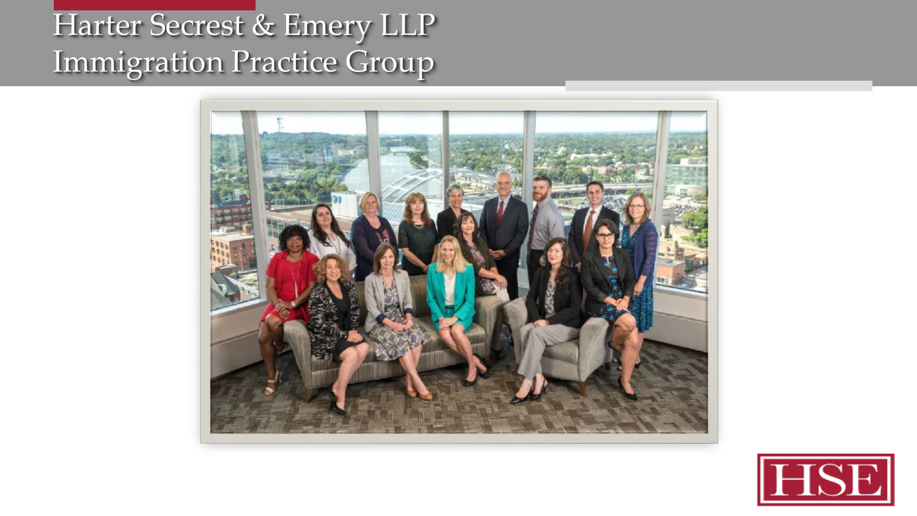# Harter Secrest & Emery LLP
# Immigration Practice Group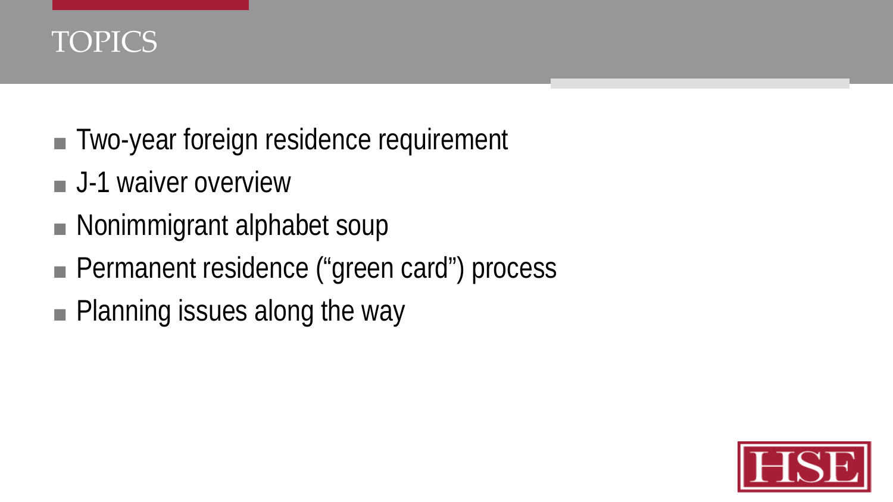# TOPICS

- Two-year foreign residence requirement
- J-1 waiver overview
- Nonimmigrant alphabet soup
- Permanent residence ("green card") process
- Planning issues along the way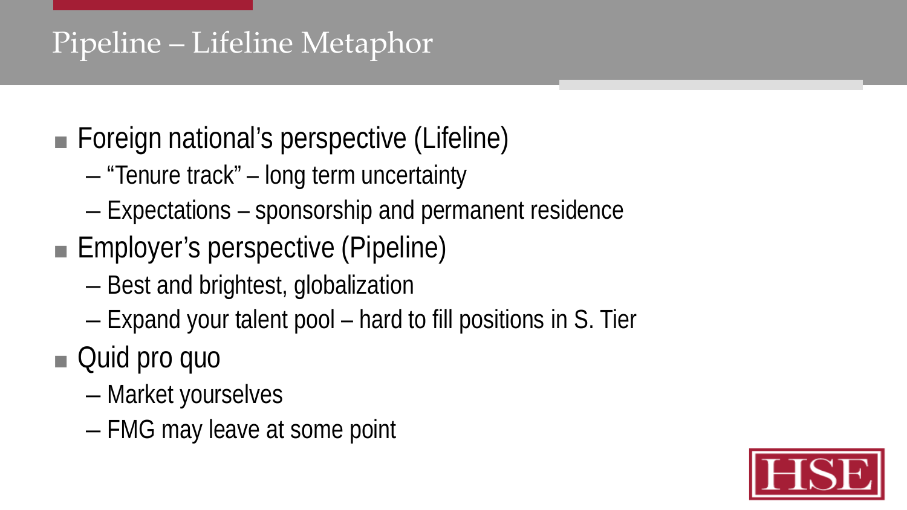## Pipeline – Lifeline Metaphor

- Foreign national's perspective (Lifeline)
  - "Tenure track" – long term uncertainty
  - Expectations – sponsorship and permanent residence
- Employer's perspective (Pipeline)
  - Best and brightest, globalization
  - Expand your talent pool – hard to fill positions in S. Tier
- Quid pro quo
  - Market yourselves
  - FMG may leave at some point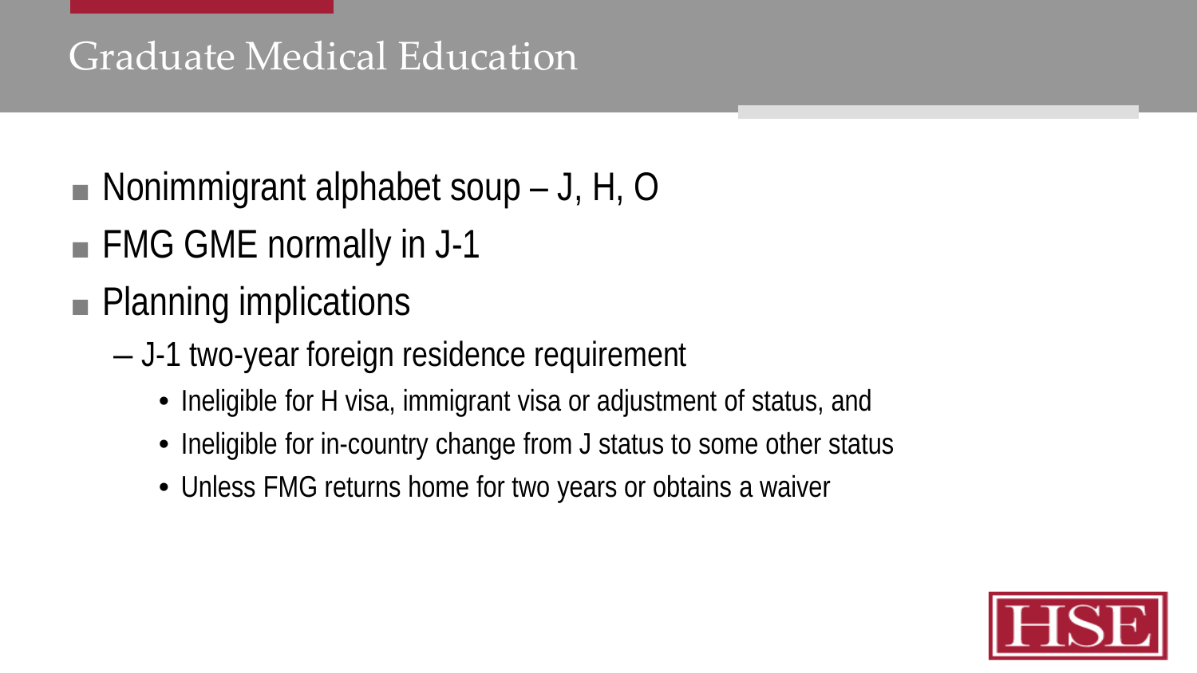# Graduate Medical Education

- Nonimmigrant alphabet soup – J, H, O
- FMG GME normally in J-1
- Planning implications
  - J-1 two-year foreign residence requirement
    - Ineligible for H visa, immigrant visa or adjustment of status, and
    - Ineligible for in-country change from J status to some other status
    - Unless FMG returns home for two years or obtains a waiver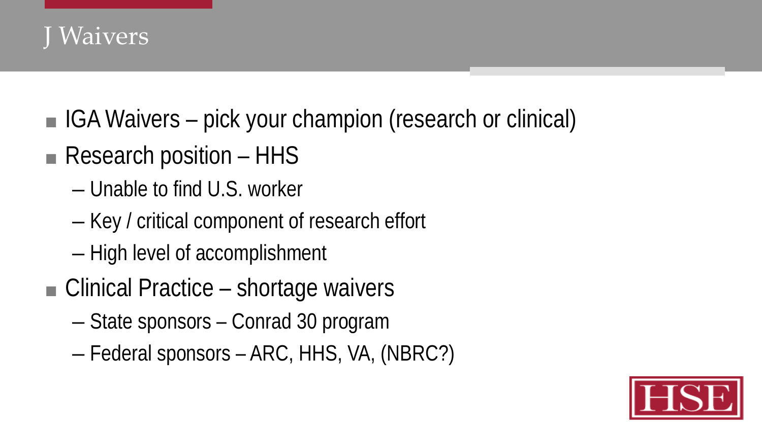# J Waivers

- IGA Waivers – pick your champion (research or clinical)
- Research position – HHS
  - Unable to find U.S. worker
  - Key / critical component of research effort
  - High level of accomplishment
- Clinical Practice – shortage waivers
  - State sponsors – Conrad 30 program
  - Federal sponsors – ARC, HHS, VA, (NBRC?)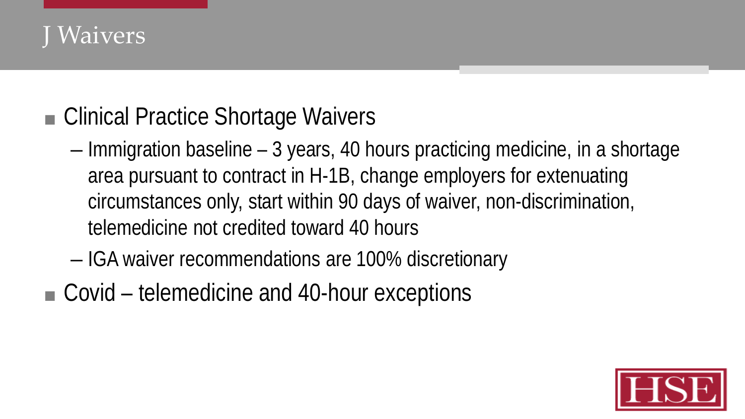# J Waivers

- Clinical Practice Shortage Waivers
  - Immigration baseline – 3 years, 40 hours practicing medicine, in a shortage area pursuant to contract in H-1B, change employers for extenuating circumstances only, start within 90 days of waiver, non-discrimination, telemedicine not credited toward 40 hours
  - IGA waiver recommendations are 100% discretionary
- Covid – telemedicine and 40-hour exceptions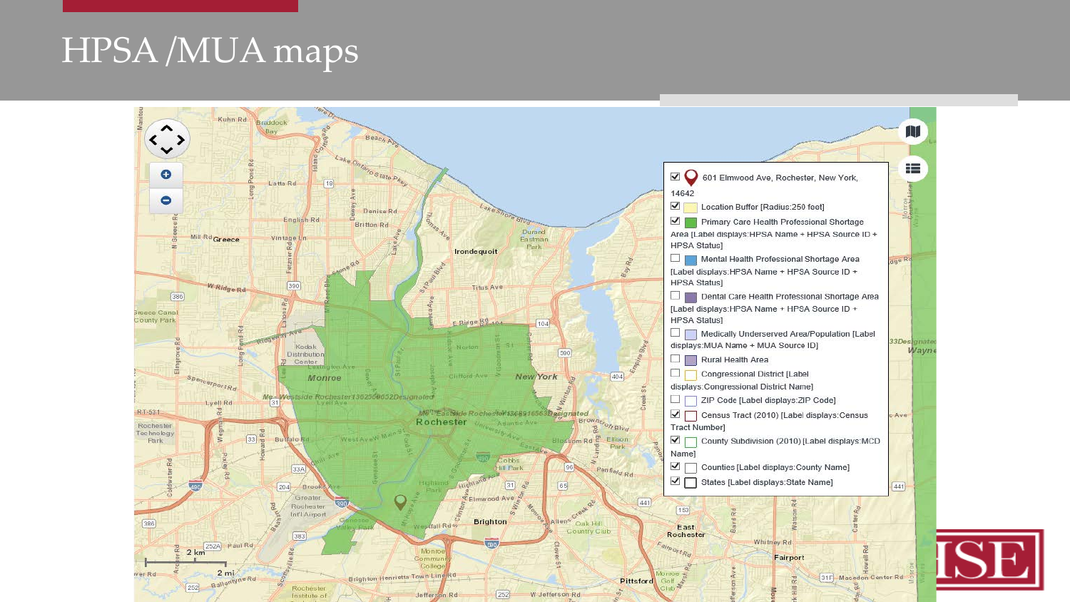# HPSA /MUA maps

- ☑ 601 Elmwood Ave, Rochester, New York, 14642
- ☑ Location Buffer [Radius:250 feet]
- ☑ Primary Care Health Professional Shortage Area [Label displays:HPSA Name + HPSA Source ID + HPSA Status]
- ☐ Mental Health Professional Shortage Area [Label displays:HPSA Name + HPSA Source ID + HPSA Status]
- ☐ Dental Care Health Professional Shortage Area [Label displays:HPSA Name + HPSA Source ID + HPSA Status]
- ☐ Medically Underserved Area/Population [Label displays:MUA Name + MUA Source ID]
- ☐ Rural Health Area
- ☐ Congressional District [Label displays:Congressional District Name]
- ☐ ZIP Code [Label displays:ZIP Code]
- ☑ Census Tract (2010) [Label displays:Census Tract Number]
- ☑ County Subdivision (2010) [Label displays:MCD Name]
- ☑ Counties [Label displays:County Name]
- ☑ States [Label displays:State Name]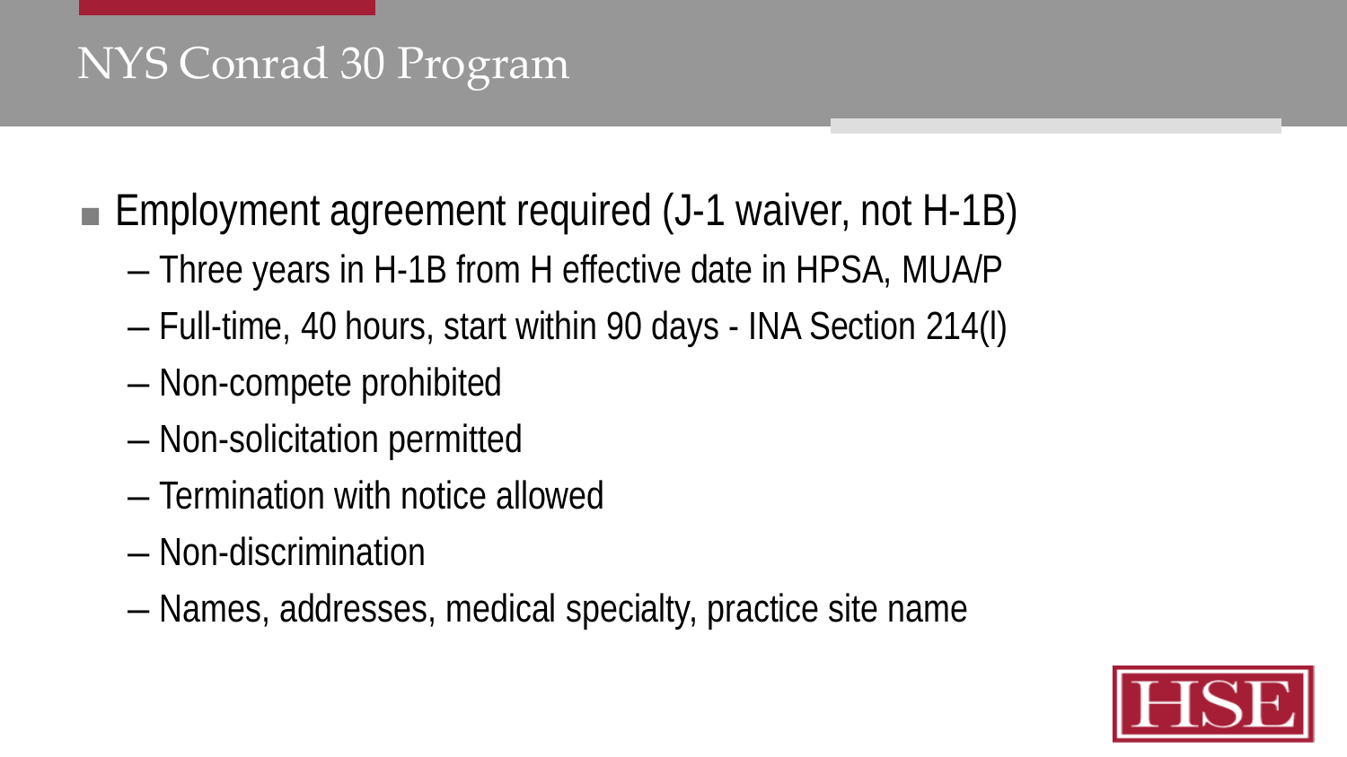# NYS Conrad 30 Program

- Employment agreement required (J-1 waiver, not H-1B)
  - Three years in H-1B from H effective date in HPSA, MUA/P
  - Full-time, 40 hours, start within 90 days - INA Section 214(l)
  - Non-compete prohibited
  - Non-solicitation permitted
  - Termination with notice allowed
  - Non-discrimination
  - Names, addresses, medical specialty, practice site name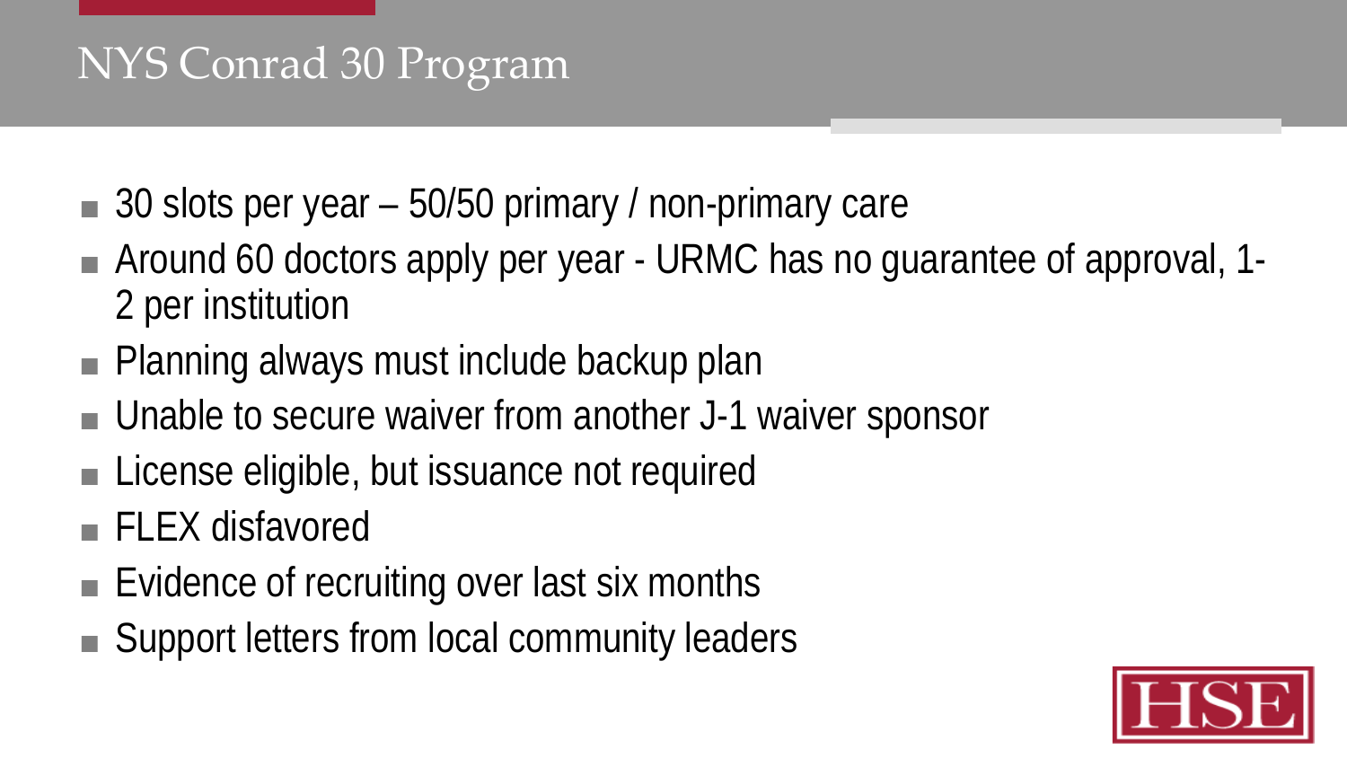# NYS Conrad 30 Program

- 30 slots per year – 50/50 primary / non-primary care
- Around 60 doctors apply per year - URMC has no guarantee of approval, 1-2 per institution
- Planning always must include backup plan
- Unable to secure waiver from another J-1 waiver sponsor
- License eligible, but issuance not required
- FLEX disfavored
- Evidence of recruiting over last six months
- Support letters from local community leaders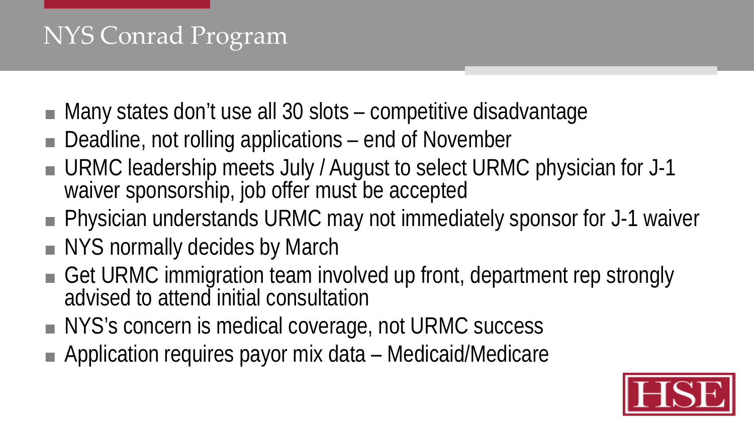# NYS Conrad Program

- Many states don't use all 30 slots – competitive disadvantage
- Deadline, not rolling applications – end of November
- URMC leadership meets July / August to select URMC physician for J-1 waiver sponsorship, job offer must be accepted
- Physician understands URMC may not immediately sponsor for J-1 waiver
- NYS normally decides by March
- Get URMC immigration team involved up front, department rep strongly advised to attend initial consultation
- NYS's concern is medical coverage, not URMC success
- Application requires payor mix data – Medicaid/Medicare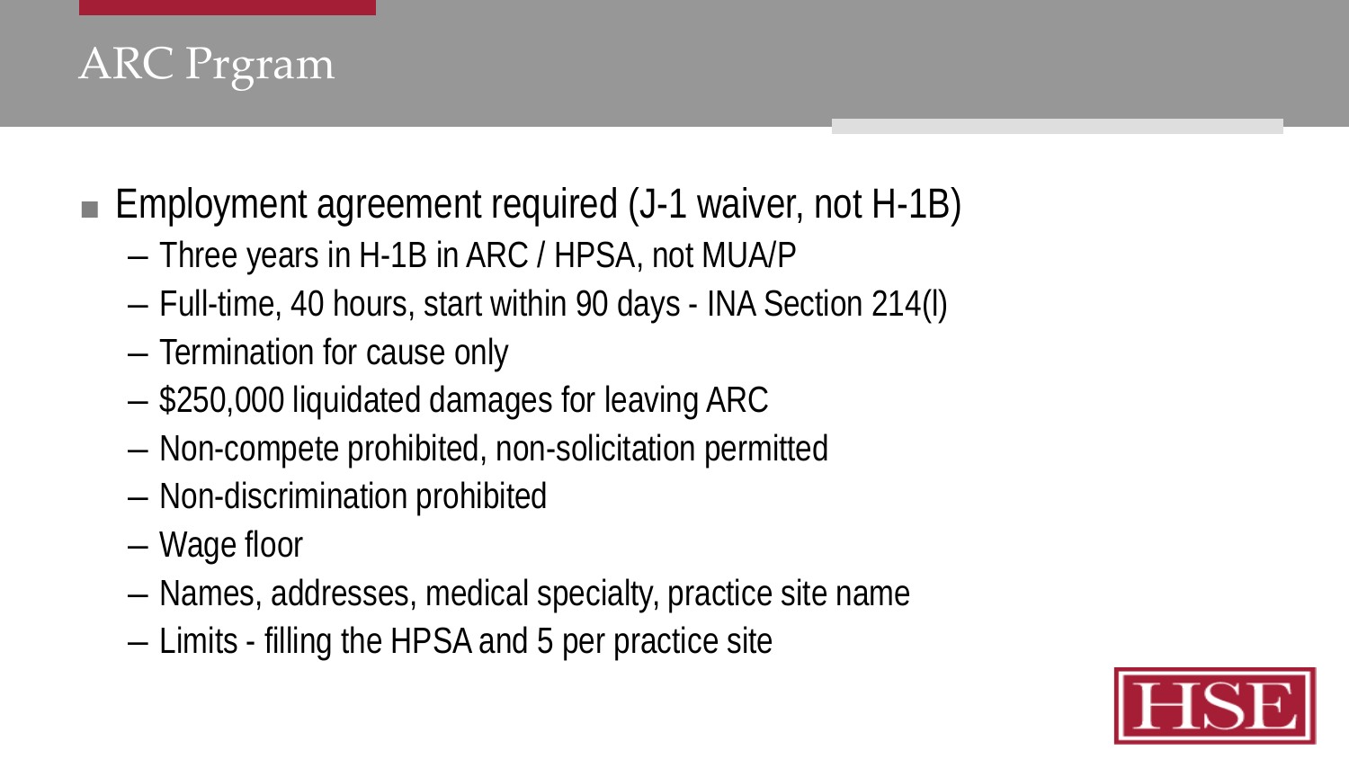# ARC Prgram

- Employment agreement required (J-1 waiver, not H-1B)
  - Three years in H-1B in ARC / HPSA, not MUA/P
  - Full-time, 40 hours, start within 90 days - INA Section 214(l)
  - Termination for cause only
  - $250,000 liquidated damages for leaving ARC
  - Non-compete prohibited, non-solicitation permitted
  - Non-discrimination prohibited
  - Wage floor
  - Names, addresses, medical specialty, practice site name
  - Limits - filling the HPSA and 5 per practice site

HSE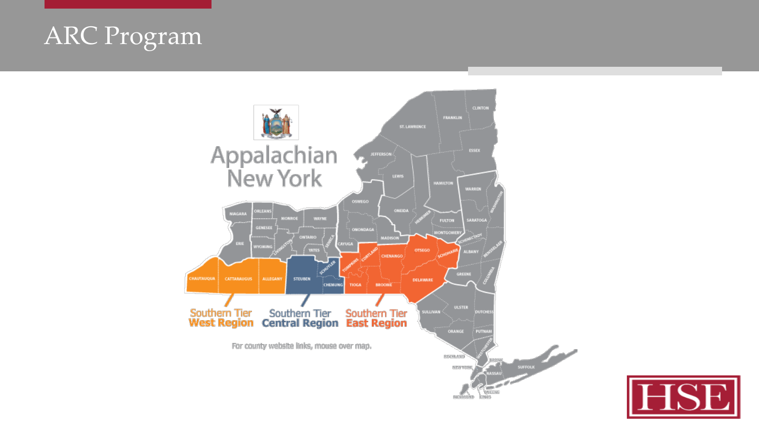# ARC Program

Appalachian New York

Southern Tier West Region

Southern Tier Central Region

Southern Tier East Region

For county website links, mouse over map.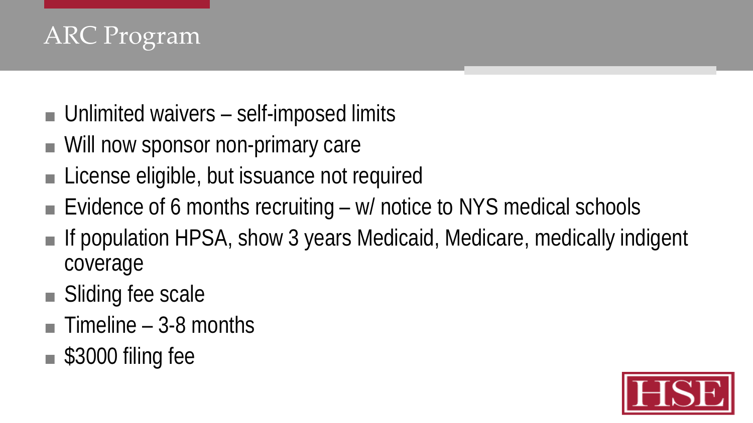# ARC Program

- Unlimited waivers – self-imposed limits
- Will now sponsor non-primary care
- License eligible, but issuance not required
- Evidence of 6 months recruiting – w/ notice to NYS medical schools
- If population HPSA, show 3 years Medicaid, Medicare, medically indigent coverage
- Sliding fee scale
- Timeline – 3-8 months
- $3000 filing fee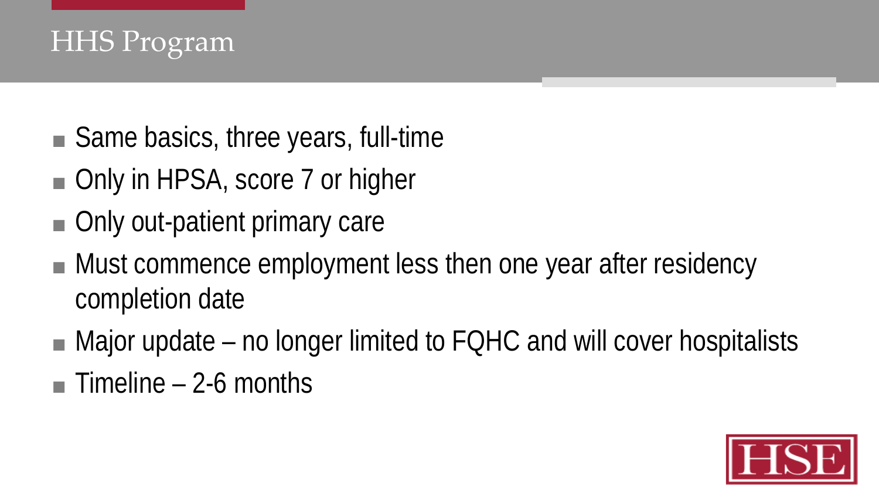# HHS Program

- Same basics, three years, full-time
- Only in HPSA, score 7 or higher
- Only out-patient primary care
- Must commence employment less then one year after residency completion date
- Major update – no longer limited to FQHC and will cover hospitalists
- Timeline – 2-6 months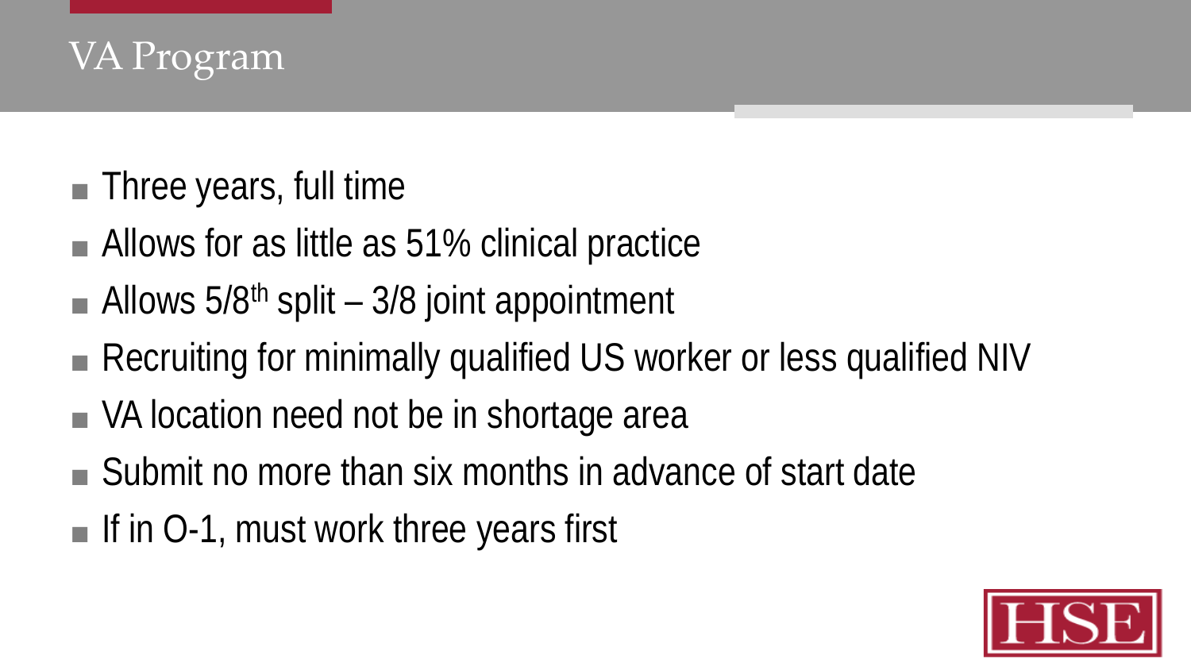# VA Program

- Three years, full time
- Allows for as little as 51% clinical practice
- Allows 5/8th split – 3/8 joint appointment
- Recruiting for minimally qualified US worker or less qualified NIV
- VA location need not be in shortage area
- Submit no more than six months in advance of start date
- If in O-1, must work three years first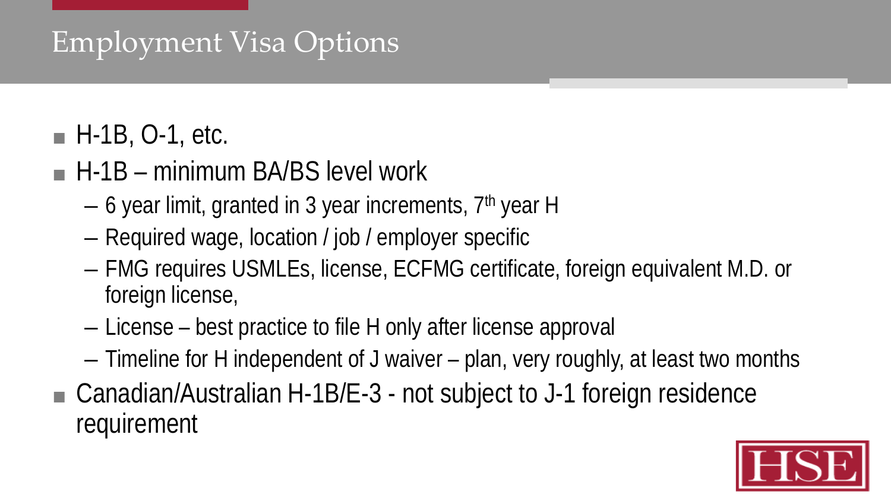# Employment Visa Options

- H-1B, O-1, etc.
- H-1B – minimum BA/BS level work
  - 6 year limit, granted in 3 year increments, 7th year H
  - Required wage, location / job / employer specific
  - FMG requires USMLEs, license, ECFMG certificate, foreign equivalent M.D. or foreign license,
  - License – best practice to file H only after license approval
  - Timeline for H independent of J waiver – plan, very roughly, at least two months
- Canadian/Australian H-1B/E-3 - not subject to J-1 foreign residence requirement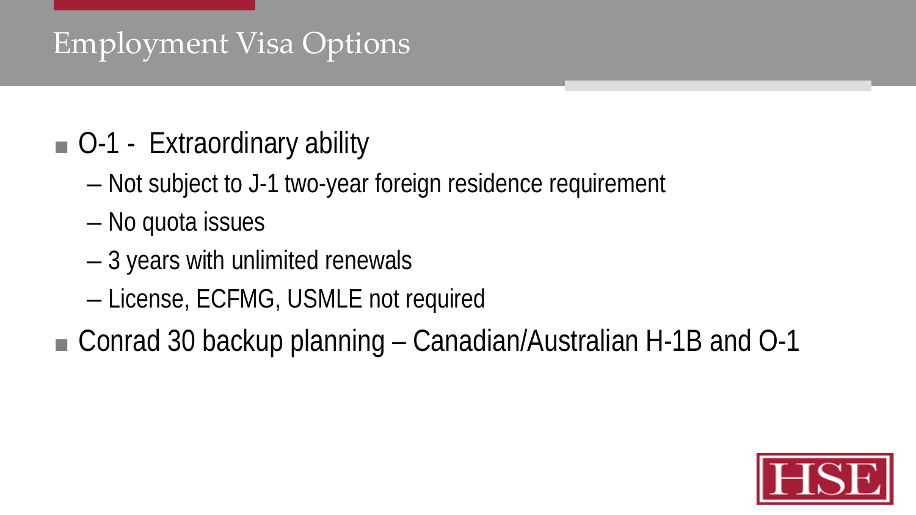# Employment Visa Options

- O-1 - Extraordinary ability
  - Not subject to J-1 two-year foreign residence requirement
  - No quota issues
  - 3 years with unlimited renewals
  - License, ECFMG, USMLE not required
- Conrad 30 backup planning – Canadian/Australian H-1B and O-1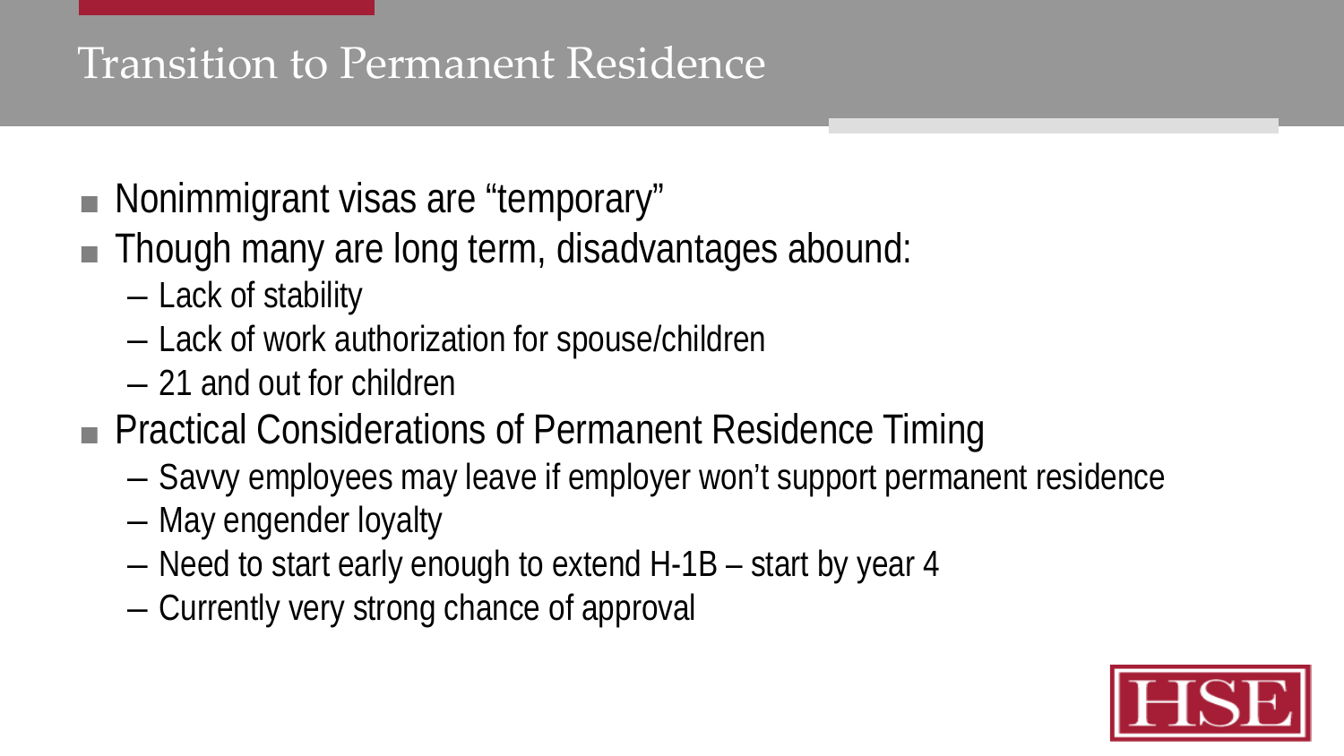# Transition to Permanent Residence

- Nonimmigrant visas are "temporary"
- Though many are long term, disadvantages abound:
  - Lack of stability
  - Lack of work authorization for spouse/children
  - 21 and out for children
- Practical Considerations of Permanent Residence Timing
  - Savvy employees may leave if employer won't support permanent residence
  - May engender loyalty
  - Need to start early enough to extend H-1B – start by year 4
  - Currently very strong chance of approval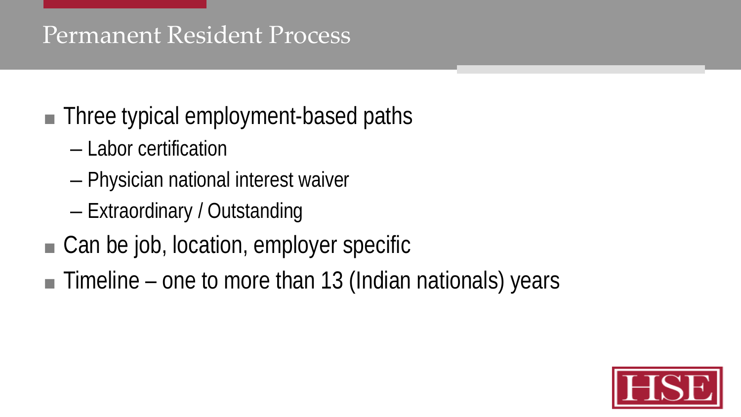## Permanent Resident Process

- Three typical employment-based paths
  - Labor certification
  - Physician national interest waiver
  - Extraordinary / Outstanding
- Can be job, location, employer specific
- Timeline – one to more than 13 (Indian nationals) years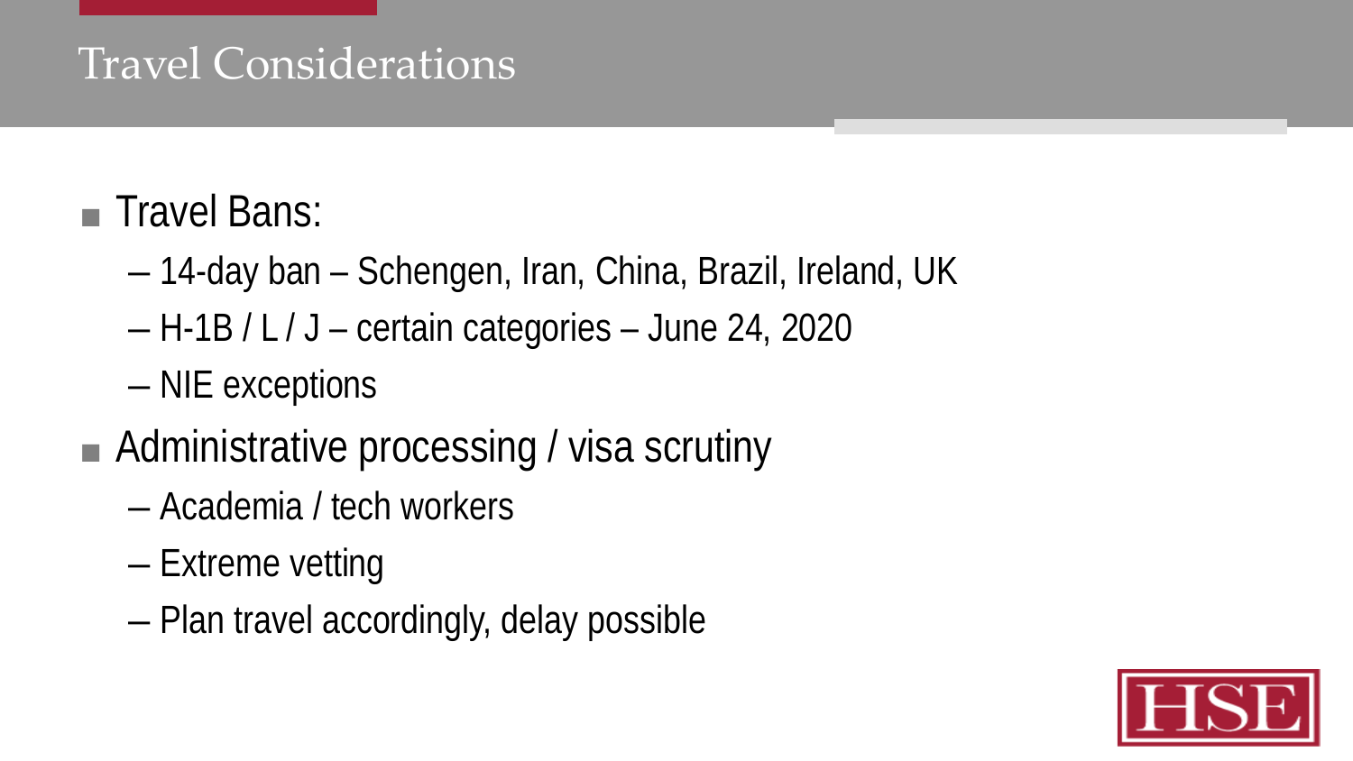# Travel Considerations

- Travel Bans:
  - 14-day ban – Schengen, Iran, China, Brazil, Ireland, UK
  - H-1B / L / J – certain categories – June 24, 2020
  - NIE exceptions
- Administrative processing / visa scrutiny
  - Academia / tech workers
  - Extreme vetting
  - Plan travel accordingly, delay possible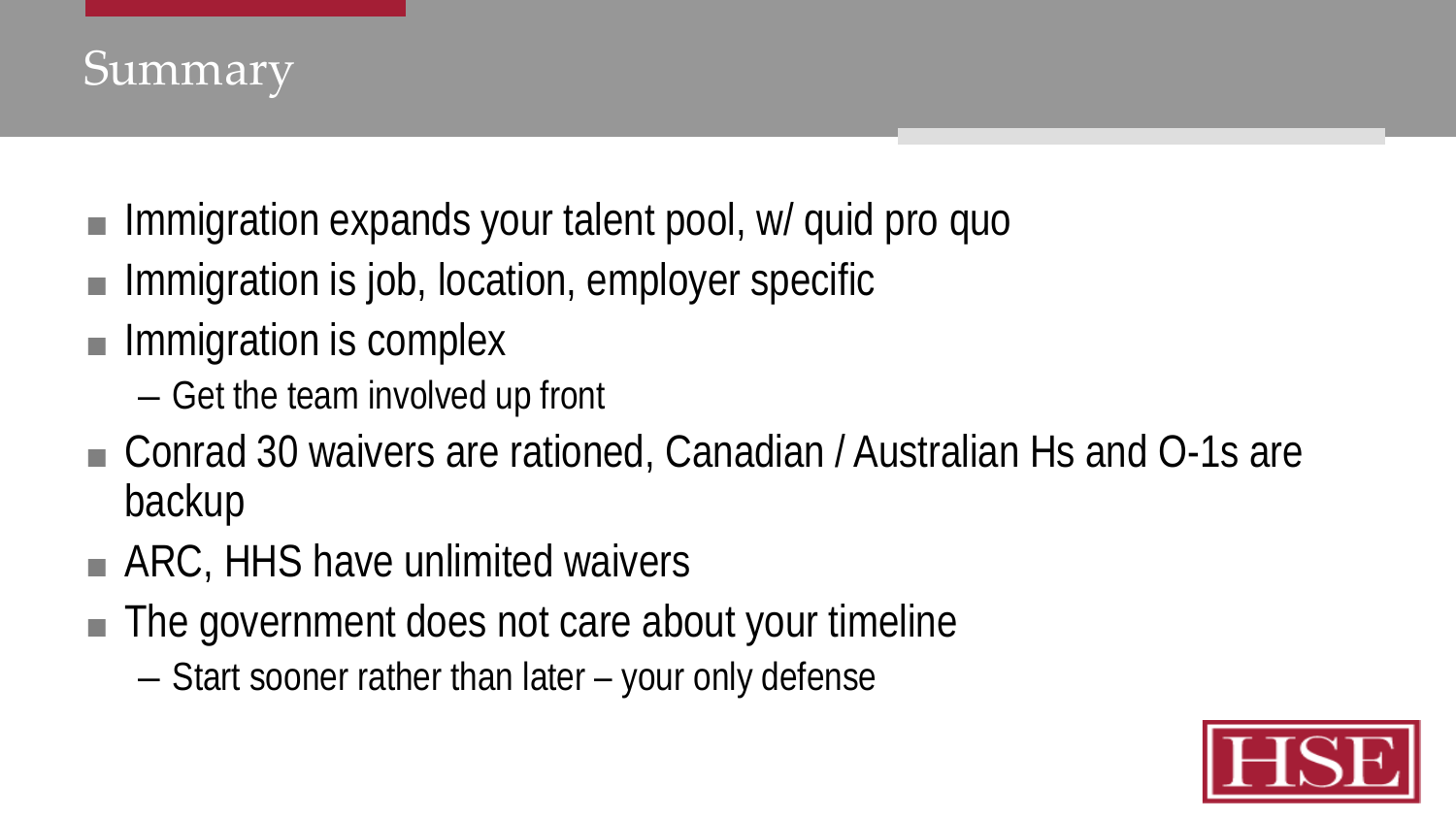# Summary

- Immigration expands your talent pool, w/ quid pro quo
- Immigration is job, location, employer specific
- Immigration is complex
  - Get the team involved up front
- Conrad 30 waivers are rationed, Canadian / Australian Hs and O-1s are backup
- ARC, HHS have unlimited waivers
- The government does not care about your timeline
  - Start sooner rather than later – your only defense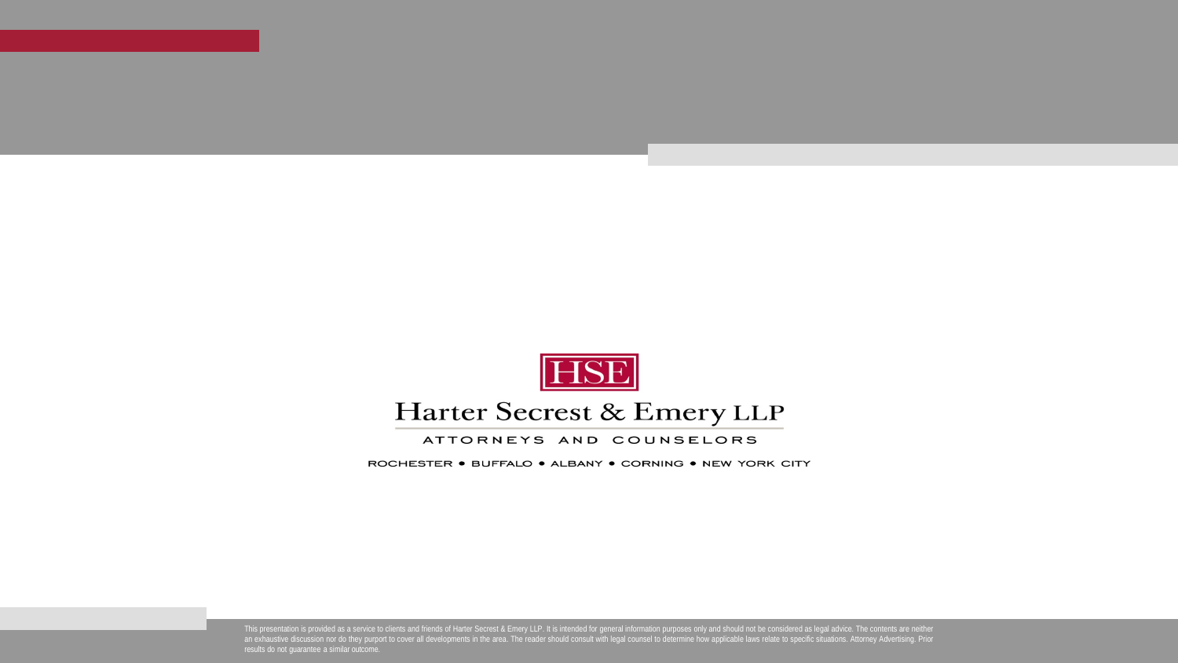HSE

Harter Secrest & Emery LLP

ATTORNEYS AND COUNSELORS

ROCHESTER • BUFFALO • ALBANY • CORNING • NEW YORK CITY

This presentation is provided as a service to clients and friends of Harter Secrest & Emery LLP. It is intended for general information purposes only and should not be considered as legal advice. The contents are neither an exhaustive discussion nor do they purport to cover all developments in the area. The reader should consult with legal counsel to determine how applicable laws relate to specific situations. Attorney Advertising. Prior results do not guarantee a similar outcome.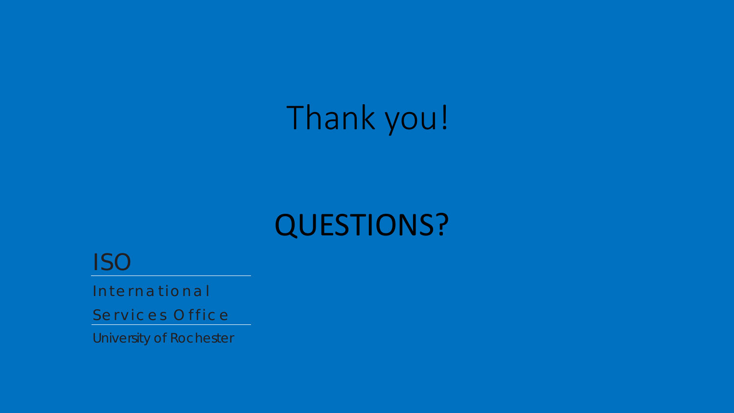# Thank you!

## QUESTIONS?

ISO

International

Services Office

University of Rochester